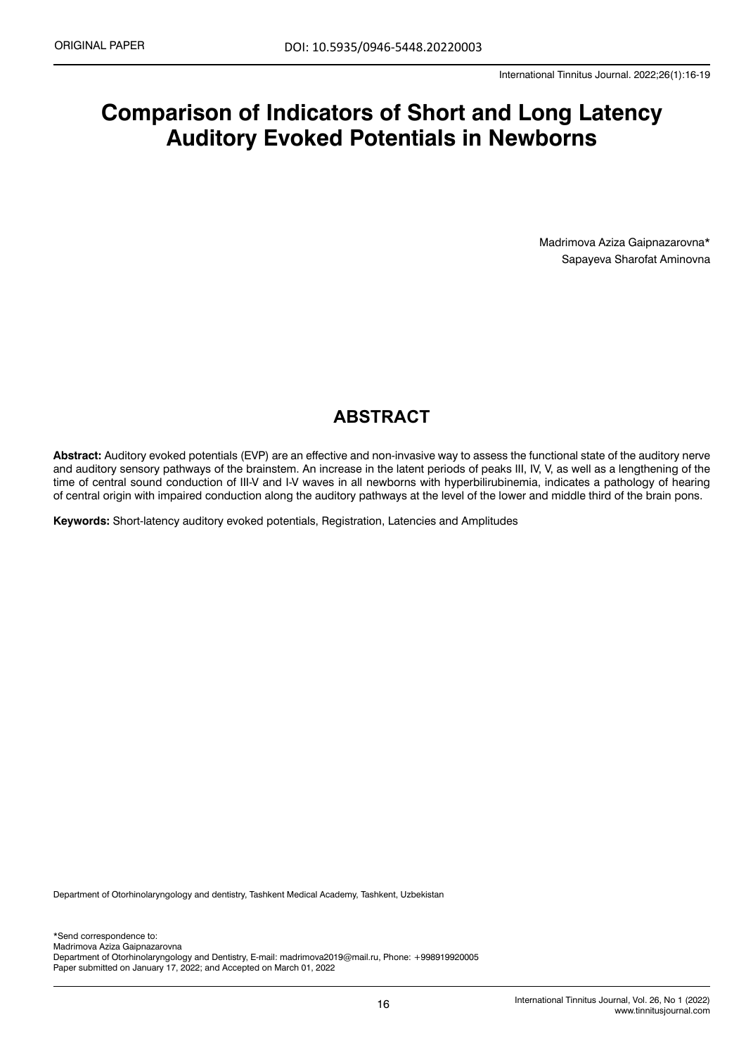ORIGINAL PAPER

DOI: 10.5935/0946-5448.20220003

# Comparison of Indicators of Short and Long Latency Auditory Evoked Potentials in Newborns

Madrimova Aziza Gaipnazarovna*
Sapayeva Sharofat Aminovna

## ABSTRACT

**Abstract:** Auditory evoked potentials (EVP) are an effective and non-invasive way to assess the functional state of the auditory nerve and auditory sensory pathways of the brainstem. An increase in the latent periods of peaks III, IV, V, as well as a lengthening of the time of central sound conduction of III-V and I-V waves in all newborns with hyperbilirubinemia, indicates a pathology of hearing of central origin with impaired conduction along the auditory pathways at the level of the lower and middle third of the brain pons.

**Keywords:** Short-latency auditory evoked potentials, Registration, Latencies and Amplitudes

Department of Otorhinolaryngology and dentistry, Tashkent Medical Academy, Tashkent, Uzbekistan

*Send correspondence to:
Madrimova Aziza Gaipnazarovna
Department of Otorhinolaryngology and Dentistry, E-mail: madrimova2019@mail.ru, Phone: +998919920005
Paper submitted on January 17, 2022; and Accepted on March 01, 2022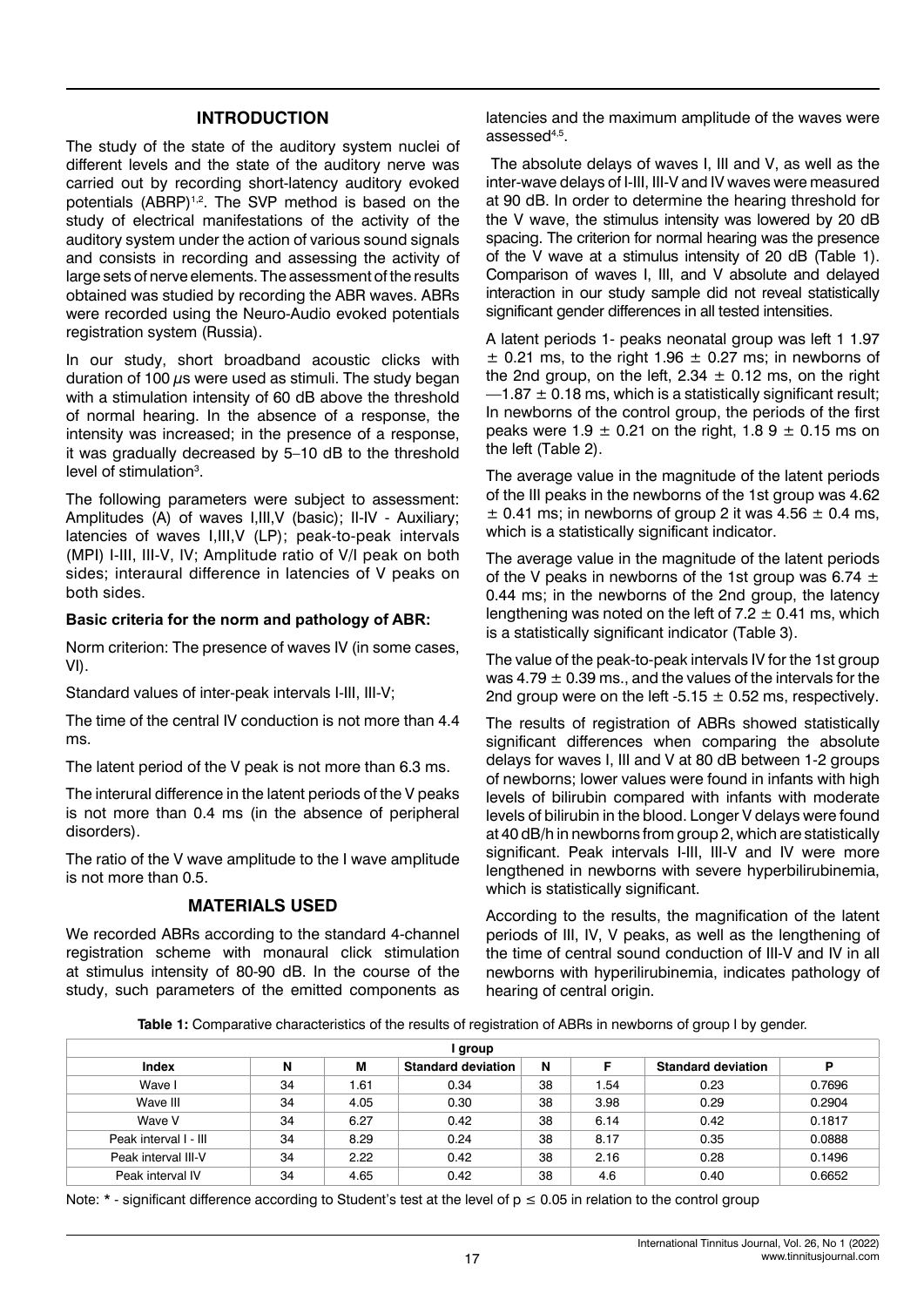## INTRODUCTION

The study of the state of the auditory system nuclei of different levels and the state of the auditory nerve was carried out by recording short-latency auditory evoked potentials (ABRP)[1,2]. The SVP method is based on the study of electrical manifestations of the activity of the auditory system under the action of various sound signals and consists in recording and assessing the activity of large sets of nerve elements. The assessment of the results obtained was studied by recording the ABR waves. ABRs were recorded using the Neuro-Audio evoked potentials registration system (Russia).

In our study, short broadband acoustic clicks with duration of 100 $\mu$s were used as stimuli. The study began with a stimulation intensity of 60 dB above the threshold of normal hearing. In the absence of a response, the intensity was increased; in the presence of a response, it was gradually decreased by 5–10 dB to the threshold level of stimulation[3].

The following parameters were subject to assessment: Amplitudes (A) of waves I,III,V (basic); II-IV - Auxiliary; latencies of waves I,III,V (LP); peak-to-peak intervals (MPI) I-III, III-V, IV; Amplitude ratio of V/I peak on both sides; interaural difference in latencies of V peaks on both sides.

**Basic criteria for the norm and pathology of ABR:**

Norm criterion: The presence of waves IV (in some cases, VI).

Standard values of inter-peak intervals I-III, III-V;

The time of the central IV conduction is not more than 4.4 ms.

The latent period of the V peak is not more than 6.3 ms.

The interural difference in the latent periods of the V peaks is not more than 0.4 ms (in the absence of peripheral disorders).

The ratio of the V wave amplitude to the I wave amplitude is not more than 0.5.

## MATERIALS USED

We recorded ABRs according to the standard 4-channel registration scheme with monaural click stimulation at stimulus intensity of 80-90 dB. In the course of the study, such parameters of the emitted components as latencies and the maximum amplitude of the waves were assessed[4,5].

The absolute delays of waves I, III and V, as well as the inter-wave delays of I-III, III-V and IV waves were measured at 90 dB. In order to determine the hearing threshold for the V wave, the stimulus intensity was lowered by 20 dB spacing. The criterion for normal hearing was the presence of the V wave at a stimulus intensity of 20 dB (Table 1). Comparison of waves I, III, and V absolute and delayed interaction in our study sample did not reveal statistically significant gender differences in all tested intensities.

A latent periods 1- peaks neonatal group was left 1 1.97 $\pm$ 0.21 ms, to the right 1.96 $\pm$ 0.27 ms; in newborns of the 2nd group, on the left, 2.34 $\pm$ 0.12 ms, on the right —1.87 $\pm$ 0.18 ms, which is a statistically significant result; In newborns of the control group, the periods of the first peaks were 1.9 $\pm$ 0.21 on the right, 1.8 9 $\pm$ 0.15 ms on the left (Table 2).

The average value in the magnitude of the latent periods of the III peaks in the newborns of the 1st group was 4.62 $\pm$ 0.41 ms; in newborns of group 2 it was 4.56 $\pm$ 0.4 ms, which is a statistically significant indicator.

The average value in the magnitude of the latent periods of the V peaks in newborns of the 1st group was 6.74 $\pm$ 0.44 ms; in the newborns of the 2nd group, the latency lengthening was noted on the left of 7.2 $\pm$ 0.41 ms, which is a statistically significant indicator (Table 3).

The value of the peak-to-peak intervals IV for the 1st group was 4.79 $\pm$ 0.39 ms., and the values of the intervals for the 2nd group were on the left -5.15 $\pm$ 0.52 ms, respectively.

The results of registration of ABRs showed statistically significant differences when comparing the absolute delays for waves I, III and V at 80 dB between 1-2 groups of newborns; lower values were found in infants with high levels of bilirubin compared with infants with moderate levels of bilirubin in the blood. Longer V delays were found at 40 dB/h in newborns from group 2, which are statistically significant. Peak intervals I-III, III-V and IV were more lengthened in newborns with severe hyperbilirubinemia, which is statistically significant.

According to the results, the magnification of the latent periods of III, IV, V peaks, as well as the lengthening of the time of central sound conduction of III-V and IV in all newborns with hyperilirubinemia, indicates pathology of hearing of central origin.

**Table 1:** Comparative characteristics of the results of registration of ABRs in newborns of group I by gender.

| I group | | | | | | | |
|---|---|---|---|---|---|---|---|
| Index | N | M | Standard deviation | N | F | Standard deviation | P |
| Wave I | 34 | 1.61 | 0.34 | 38 | 1.54 | 0.23 | 0.7696 |
| Wave III | 34 | 4.05 | 0.30 | 38 | 3.98 | 0.29 | 0.2904 |
| Wave V | 34 | 6.27 | 0.42 | 38 | 6.14 | 0.42 | 0.1817 |
| Peak interval I - III | 34 | 8.29 | 0.24 | 38 | 8.17 | 0.35 | 0.0888 |
| Peak interval III-V | 34 | 2.22 | 0.42 | 38 | 2.16 | 0.28 | 0.1496 |
| Peak interval IV | 34 | 4.65 | 0.42 | 38 | 4.6 | 0.40 | 0.6652 |

Note: * - significant difference according to Student's test at the level of $p \leq 0.05$ in relation to the control group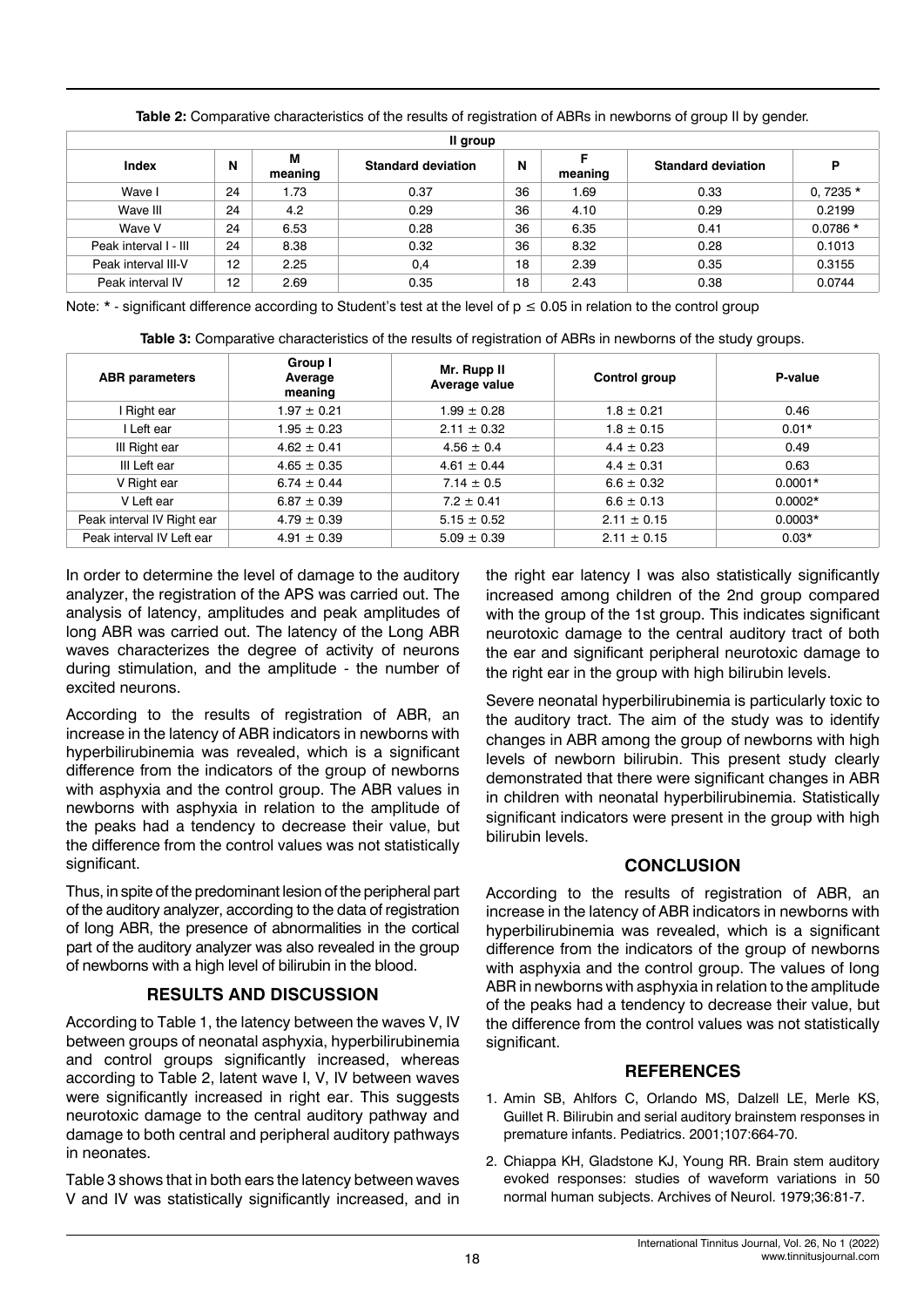**Table 2:** Comparative characteristics of the results of registration of ABRs in newborns of group II by gender.

| II group | | | | | | | |
|---|---|---|---|---|---|---|---|
| Index | N | M meaning | Standard deviation | N | F meaning | Standard deviation | P |
| Wave I | 24 | 1.73 | 0.37 | 36 | 1.69 | 0.33 | 0, 7235 * |
| Wave III | 24 | 4.2 | 0.29 | 36 | 4.10 | 0.29 | 0.2199 |
| Wave V | 24 | 6.53 | 0.28 | 36 | 6.35 | 0.41 | 0.0786 * |
| Peak interval I - III | 24 | 8.38 | 0.32 | 36 | 8.32 | 0.28 | 0.1013 |
| Peak interval III-V | 12 | 2.25 | 0,4 | 18 | 2.39 | 0.35 | 0.3155 |
| Peak interval IV | 12 | 2.69 | 0.35 | 18 | 2.43 | 0.38 | 0.0744 |

Note: * - significant difference according to Student's test at the level of $p \leq 0.05$ in relation to the control group

**Table 3:** Comparative characteristics of the results of registration of ABRs in newborns of the study groups.

| ABR parameters | Group I Average meaning | Mr. Rupp II Average value | Control group | P-value |
|---|---|---|---|---|
| I Right ear | 1.97 ± 0.21 | 1.99 ± 0.28 | 1.8 ± 0.21 | 0.46 |
| I Left ear | 1.95 ± 0.23 | 2.11 ± 0.32 | 1.8 ± 0.15 | 0.01* |
| III Right ear | 4.62 ± 0.41 | 4.56 ± 0.4 | 4.4 ± 0.23 | 0.49 |
| III Left ear | 4.65 ± 0.35 | 4.61 ± 0.44 | 4.4 ± 0.31 | 0.63 |
| V Right ear | 6.74 ± 0.44 | 7.14 ± 0.5 | 6.6 ± 0.32 | 0.0001* |
| V Left ear | 6.87 ± 0.39 | 7.2 ± 0.41 | 6.6 ± 0.13 | 0.0002* |
| Peak interval IV Right ear | 4.79 ± 0.39 | 5.15 ± 0.52 | 2.11 ± 0.15 | 0.0003* |
| Peak interval IV Left ear | 4.91 ± 0.39 | 5.09 ± 0.39 | 2.11 ± 0.15 | 0.03* |

In order to determine the level of damage to the auditory analyzer, the registration of the APS was carried out. The analysis of latency, amplitudes and peak amplitudes of long ABR was carried out. The latency of the Long ABR waves characterizes the degree of activity of neurons during stimulation, and the amplitude - the number of excited neurons.

According to the results of registration of ABR, an increase in the latency of ABR indicators in newborns with hyperbilirubinemia was revealed, which is a significant difference from the indicators of the group of newborns with asphyxia and the control group. The ABR values in newborns with asphyxia in relation to the amplitude of the peaks had a tendency to decrease their value, but the difference from the control values was not statistically significant.

Thus, in spite of the predominant lesion of the peripheral part of the auditory analyzer, according to the data of registration of long ABR, the presence of abnormalities in the cortical part of the auditory analyzer was also revealed in the group of newborns with a high level of bilirubin in the blood.

## RESULTS AND DISCUSSION

According to Table 1, the latency between the waves V, IV between groups of neonatal asphyxia, hyperbilirubinemia and control groups significantly increased, whereas according to Table 2, latent wave I, V, IV between waves were significantly increased in right ear. This suggests neurotoxic damage to the central auditory pathway and damage to both central and peripheral auditory pathways in neonates.

Table 3 shows that in both ears the latency between waves V and IV was statistically significantly increased, and in the right ear latency I was also statistically significantly increased among children of the 2nd group compared with the group of the 1st group. This indicates significant neurotoxic damage to the central auditory tract of both the ear and significant peripheral neurotoxic damage to the right ear in the group with high bilirubin levels.

Severe neonatal hyperbilirubinemia is particularly toxic to the auditory tract. The aim of the study was to identify changes in ABR among the group of newborns with high levels of newborn bilirubin. This present study clearly demonstrated that there were significant changes in ABR in children with neonatal hyperbilirubinemia. Statistically significant indicators were present in the group with high bilirubin levels.

## CONCLUSION

According to the results of registration of ABR, an increase in the latency of ABR indicators in newborns with hyperbilirubinemia was revealed, which is a significant difference from the indicators of the group of newborns with asphyxia and the control group. The values of long ABR in newborns with asphyxia in relation to the amplitude of the peaks had a tendency to decrease their value, but the difference from the control values was not statistically significant.

## REFERENCES

1. Amin SB, Ahlfors C, Orlando MS, Dalzell LE, Merle KS, Guillet R. Bilirubin and serial auditory brainstem responses in premature infants. Pediatrics. 2001;107:664-70.
2. Chiappa KH, Gladstone KJ, Young RR. Brain stem auditory evoked responses: studies of waveform variations in 50 normal human subjects. Archives of Neurol. 1979;36:81-7.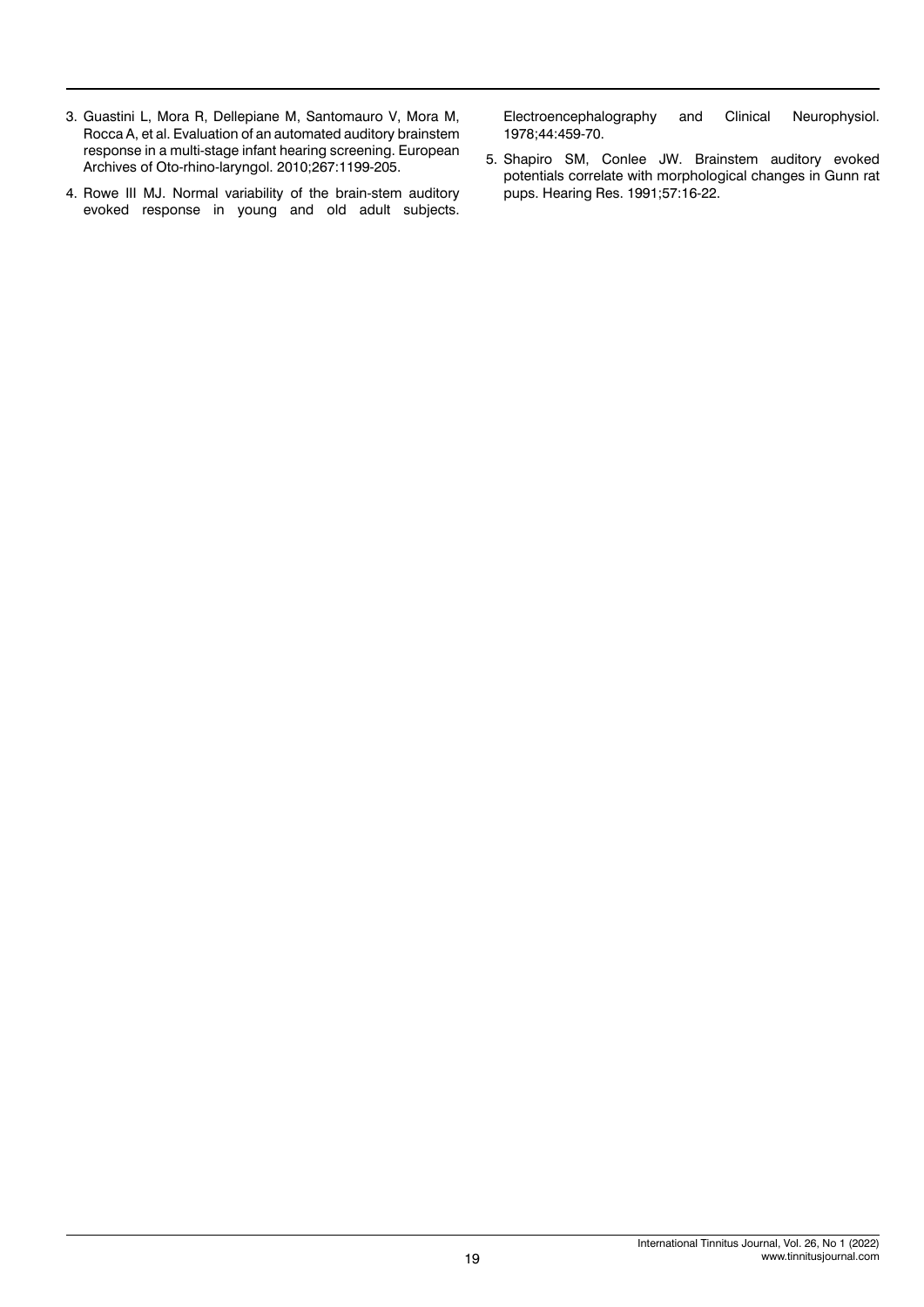3. Guastini L, Mora R, Dellepiane M, Santomauro V, Mora M, Rocca A, et al. Evaluation of an automated auditory brainstem response in a multi-stage infant hearing screening. European Archives of Oto-rhino-laryngol. 2010;267:1199-205.

4. Rowe III MJ. Normal variability of the brain-stem auditory evoked response in young and old adult subjects. Electroencephalography and Clinical Neurophysiol. 1978;44:459-70.

5. Shapiro SM, Conlee JW. Brainstem auditory evoked potentials correlate with morphological changes in Gunn rat pups. Hearing Res. 1991;57:16-22.